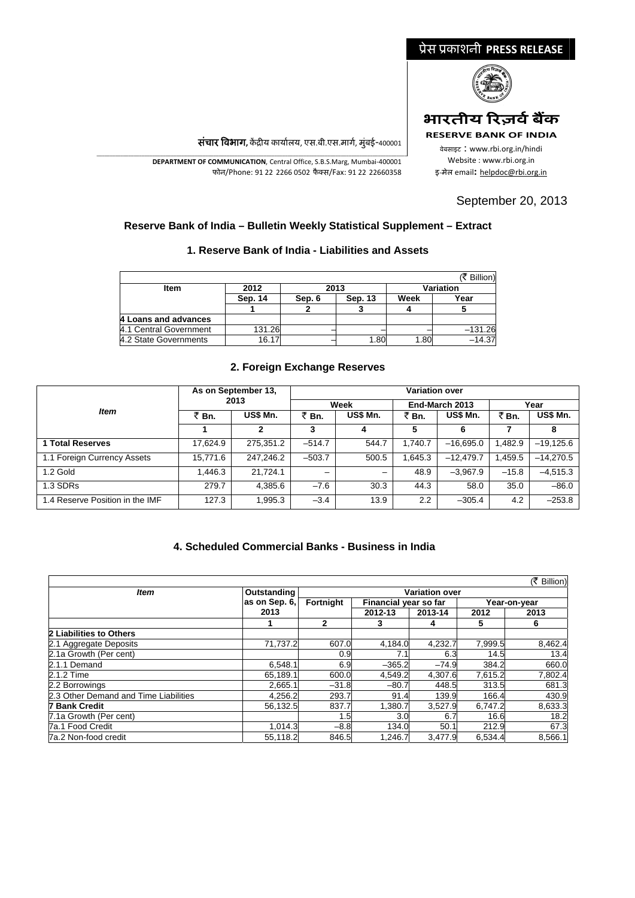प्रेस प्रकाशनी **PRESS RELEASE**

**भारतीय रिज़र्व बैंक**

**RESERVE BANK OF INDIA**

वेबसाइट : www.rbi.org.in/hindi
Website : www.rbi.org.in
इ-मेल email: helpdoc@rbi.org.in

**संचार विभाग,** केंद्रीय कार्यालय, एस.बी.एस.मार्ग, मुंबई-400001

**DEPARTMENT OF COMMUNICATION**, Central Office, S.B.S.Marg, Mumbai-400001
फोन/Phone: 91 22 2266 0502 फैक्स/Fax: 91 22 22660358

September 20, 2013

## Reserve Bank of India – Bulletin Weekly Statistical Supplement – Extract

### 1. Reserve Bank of India - Liabilities and Assets

(₹ Billion)

| Item | 2012 | 2013 | | Variation | |
|---|---|---|---|---|---|
| | Sep. 14 | Sep. 6 | Sep. 13 | Week | Year |
| | 1 | 2 | 3 | 4 | 5 |
| **4 Loans and advances** | | | | | |
| 4.1 Central Government | 131.26 | – | – | – | –131.26 |
| 4.2 State Governments | 16.17 | – | 1.80 | 1.80 | –14.37 |

### 2. Foreign Exchange Reserves

| *Item* | As on September 13, 2013 | | Variation over | | | | | |
|---|---|---|---|---|---|---|---|---|
| | | | Week | | End-March 2013 | | Year | |
| | ₹ Bn. | US$ Mn. | ₹ Bn. | US$ Mn. | ₹ Bn. | US$ Mn. | ₹ Bn. | US$ Mn. |
| | 1 | 2 | 3 | 4 | 5 | 6 | 7 | 8 |
| **1 Total Reserves** | 17,624.9 | 275,351.2 | –514.7 | 544.7 | 1,740.7 | –16,695.0 | 1,482.9 | –19,125.6 |
| 1.1 Foreign Currency Assets | 15,771.6 | 247,246.2 | –503.7 | 500.5 | 1,645.3 | –12,479.7 | 1,459.5 | –14,270.5 |
| 1.2 Gold | 1,446.3 | 21,724.1 | – | – | 48.9 | –3,967.9 | –15.8 | –4,515.3 |
| 1.3 SDRs | 279.7 | 4,385.6 | –7.6 | 30.3 | 44.3 | 58.0 | 35.0 | –86.0 |
| 1.4 Reserve Position in the IMF | 127.3 | 1,995.3 | –3.4 | 13.9 | 2.2 | –305.4 | 4.2 | –253.8 |

### 4. Scheduled Commercial Banks - Business in India

(₹ Billion)

| *Item* | Outstanding as on Sep. 6, 2013 | Variation over | | | | |
|---|---|---|---|---|---|---|
| | | Fortnight | Financial year so far | | Year-on-year | |
| | | | 2012-13 | 2013-14 | 2012 | 2013 |
| | 1 | 2 | 3 | 4 | 5 | 6 |
| **2 Liabilities to Others** | | | | | | |
| 2.1 Aggregate Deposits | 71,737.2 | 607.0 | 4,184.0 | 4,232.7 | 7,999.5 | 8,462.4 |
| 2.1a Growth (Per cent) | | 0.9 | 7.1 | 6.3 | 14.5 | 13.4 |
| 2.1.1 Demand | 6,548.1 | 6.9 | –365.2 | –74.9 | 384.2 | 660.0 |
| 2.1.2 Time | 65,189.1 | 600.0 | 4,549.2 | 4,307.6 | 7,615.2 | 7,802.4 |
| 2.2 Borrowings | 2,665.1 | –31.8 | –80.7 | 448.5 | 313.5 | 681.3 |
| 2.3 Other Demand and Time Liabilities | 4,256.2 | 293.7 | 91.4 | 139.9 | 166.4 | 430.9 |
| **7 Bank Credit** | 56,132.5 | 837.7 | 1,380.7 | 3,527.9 | 6,747.2 | 8,633.3 |
| 7.1a Growth (Per cent) | | 1.5 | 3.0 | 6.7 | 16.6 | 18.2 |
| 7a.1 Food Credit | 1,014.3 | –8.8 | 134.0 | 50.1 | 212.9 | 67.3 |
| 7a.2 Non-food credit | 55,118.2 | 846.5 | 1,246.7 | 3,477.9 | 6,534.4 | 8,566.1 |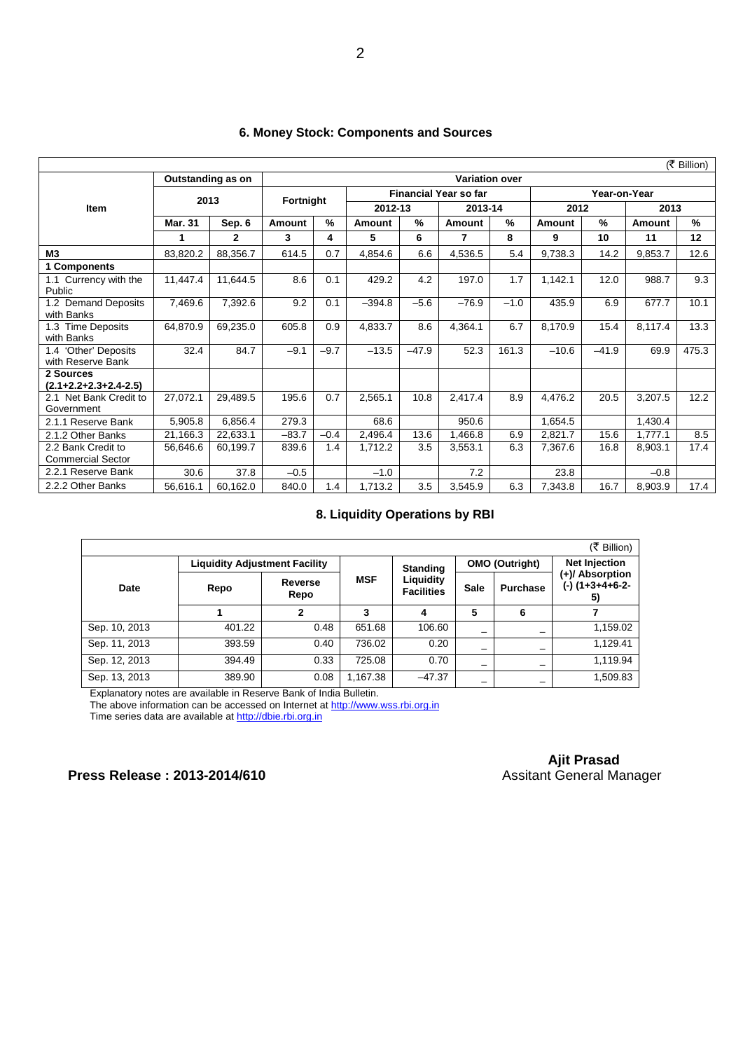## 6. Money Stock: Components and Sources

(₹ Billion)

| Item | Outstanding as on | | Variation over | | | | | | | | | |
|---|---|---|---|---|---|---|---|---|---|---|---|---|
| | 2013 | | Fortnight | | Financial Year so far | | | | Year-on-Year | | | |
| | | | | | 2012-13 | | 2013-14 | | 2012 | | 2013 | |
| | Mar. 31 | Sep. 6 | Amount | % | Amount | % | Amount | % | Amount | % | Amount | % |
| | 1 | 2 | 3 | 4 | 5 | 6 | 7 | 8 | 9 | 10 | 11 | 12 |
| M3 | 83,820.2 | 88,356.7 | 614.5 | 0.7 | 4,854.6 | 6.6 | 4,536.5 | 5.4 | 9,738.3 | 14.2 | 9,853.7 | 12.6 |
| 1 Components | | | | | | | | | | | | |
| 1.1 Currency with the Public | 11,447.4 | 11,644.5 | 8.6 | 0.1 | 429.2 | 4.2 | 197.0 | 1.7 | 1,142.1 | 12.0 | 988.7 | 9.3 |
| 1.2 Demand Deposits with Banks | 7,469.6 | 7,392.6 | 9.2 | 0.1 | −394.8 | −5.6 | −76.9 | −1.0 | 435.9 | 6.9 | 677.7 | 10.1 |
| 1.3 Time Deposits with Banks | 64,870.9 | 69,235.0 | 605.8 | 0.9 | 4,833.7 | 8.6 | 4,364.1 | 6.7 | 8,170.9 | 15.4 | 8,117.4 | 13.3 |
| 1.4 'Other' Deposits with Reserve Bank | 32.4 | 84.7 | −9.1 | −9.7 | −13.5 | −47.9 | 52.3 | 161.3 | −10.6 | −41.9 | 69.9 | 475.3 |
| 2 Sources (2.1+2.2+2.3+2.4-2.5) | | | | | | | | | | | | |
| 2.1 Net Bank Credit to Government | 27,072.1 | 29,489.5 | 195.6 | 0.7 | 2,565.1 | 10.8 | 2,417.4 | 8.9 | 4,476.2 | 20.5 | 3,207.5 | 12.2 |
| 2.1.1 Reserve Bank | 5,905.8 | 6,856.4 | 279.3 | | 68.6 | | 950.6 | | 1,654.5 | | 1,430.4 | |
| 2.1.2 Other Banks | 21,166.3 | 22,633.1 | −83.7 | −0.4 | 2,496.4 | 13.6 | 1,466.8 | 6.9 | 2,821.7 | 15.6 | 1,777.1 | 8.5 |
| 2.2 Bank Credit to Commercial Sector | 56,646.6 | 60,199.7 | 839.6 | 1.4 | 1,712.2 | 3.5 | 3,553.1 | 6.3 | 7,367.6 | 16.8 | 8,903.1 | 17.4 |
| 2.2.1 Reserve Bank | 30.6 | 37.8 | −0.5 | | −1.0 | | 7.2 | | 23.8 | | −0.8 | |
| 2.2.2 Other Banks | 56,616.1 | 60,162.0 | 840.0 | 1.4 | 1,713.2 | 3.5 | 3,545.9 | 6.3 | 7,343.8 | 16.7 | 8,903.9 | 17.4 |

## 8. Liquidity Operations by RBI

(₹ Billion)

| Date | Liquidity Adjustment Facility | | MSF | Standing Liquidity Facilities | OMO (Outright) | | Net Injection (+)/ Absorption (-) (1+3+4+6-2-5) |
|---|---|---|---|---|---|---|---|
| | Repo | Reverse Repo | | | Sale | Purchase | |
| | 1 | 2 | 3 | 4 | 5 | 6 | 7 |
| Sep. 10, 2013 | 401.22 | 0.48 | 651.68 | 106.60 | – | – | 1,159.02 |
| Sep. 11, 2013 | 393.59 | 0.40 | 736.02 | 0.20 | – | – | 1,129.41 |
| Sep. 12, 2013 | 394.49 | 0.33 | 725.08 | 0.70 | – | – | 1,119.94 |
| Sep. 13, 2013 | 389.90 | 0.08 | 1,167.38 | −47.37 | – | – | 1,509.83 |

Explanatory notes are available in Reserve Bank of India Bulletin.
The above information can be accessed on Internet at http://www.wss.rbi.org.in
Time series data are available at http://dbie.rbi.org.in

**Ajit Prasad**
Assitant General Manager

**Press Release : 2013-2014/610**